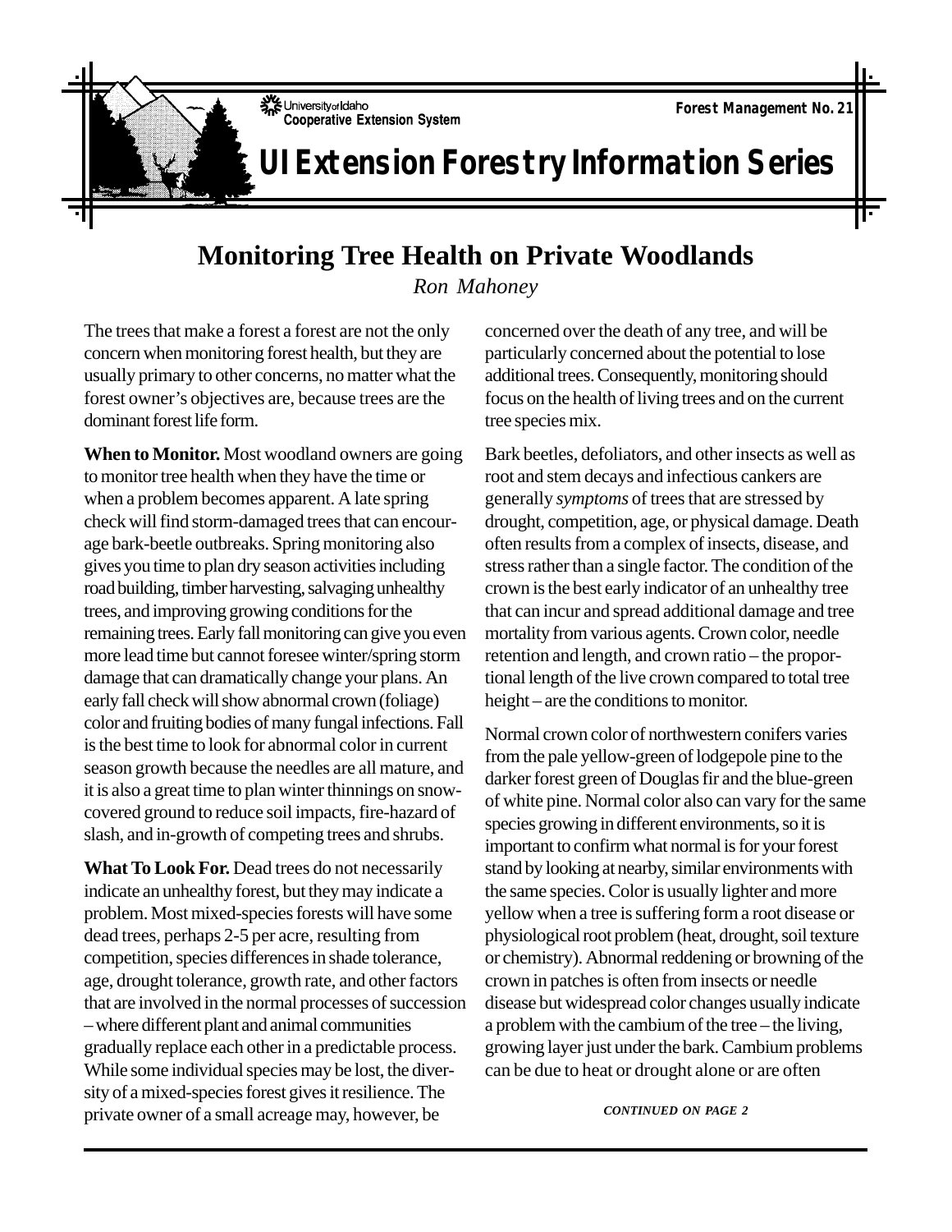University of Idaho
Cooperative Extension System

Forest Management No. 21

# UI Extension Forestry Information Series

## Monitoring Tree Health on Private Woodlands

*Ron Mahoney*

The trees that make a forest a forest are not the only concern when monitoring forest health, but they are usually primary to other concerns, no matter what the forest owner's objectives are, because trees are the dominant forest life form.

**When to Monitor.** Most woodland owners are going to monitor tree health when they have the time or when a problem becomes apparent. A late spring check will find storm-damaged trees that can encourage bark-beetle outbreaks. Spring monitoring also gives you time to plan dry season activities including road building, timber harvesting, salvaging unhealthy trees, and improving growing conditions for the remaining trees. Early fall monitoring can give you even more lead time but cannot foresee winter/spring storm damage that can dramatically change your plans. An early fall check will show abnormal crown (foliage) color and fruiting bodies of many fungal infections. Fall is the best time to look for abnormal color in current season growth because the needles are all mature, and it is also a great time to plan winter thinnings on snow-covered ground to reduce soil impacts, fire-hazard of slash, and in-growth of competing trees and shrubs.

**What To Look For.** Dead trees do not necessarily indicate an unhealthy forest, but they may indicate a problem. Most mixed-species forests will have some dead trees, perhaps 2-5 per acre, resulting from competition, species differences in shade tolerance, age, drought tolerance, growth rate, and other factors that are involved in the normal processes of succession – where different plant and animal communities gradually replace each other in a predictable process. While some individual species may be lost, the diversity of a mixed-species forest gives it resilience. The private owner of a small acreage may, however, be concerned over the death of any tree, and will be particularly concerned about the potential to lose additional trees. Consequently, monitoring should focus on the health of living trees and on the current tree species mix.

Bark beetles, defoliators, and other insects as well as root and stem decays and infectious cankers are generally *symptoms* of trees that are stressed by drought, competition, age, or physical damage. Death often results from a complex of insects, disease, and stress rather than a single factor. The condition of the crown is the best early indicator of an unhealthy tree that can incur and spread additional damage and tree mortality from various agents. Crown color, needle retention and length, and crown ratio – the proportional length of the live crown compared to total tree height – are the conditions to monitor.

Normal crown color of northwestern conifers varies from the pale yellow-green of lodgepole pine to the darker forest green of Douglas fir and the blue-green of white pine. Normal color also can vary for the same species growing in different environments, so it is important to confirm what normal is for your forest stand by looking at nearby, similar environments with the same species. Color is usually lighter and more yellow when a tree is suffering form a root disease or physiological root problem (heat, drought, soil texture or chemistry). Abnormal reddening or browning of the crown in patches is often from insects or needle disease but widespread color changes usually indicate a problem with the cambium of the tree – the living, growing layer just under the bark. Cambium problems can be due to heat or drought alone or are often

*CONTINUED ON PAGE 2*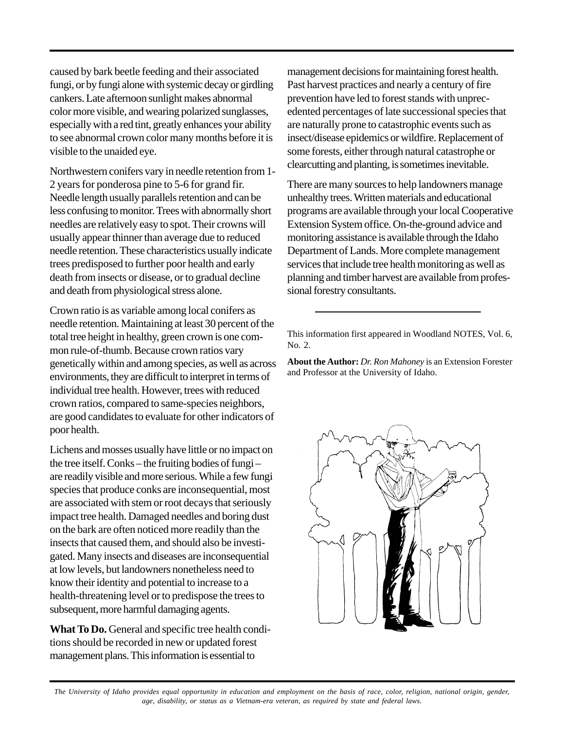caused by bark beetle feeding and their associated fungi, or by fungi alone with systemic decay or girdling cankers. Late afternoon sunlight makes abnormal color more visible, and wearing polarized sunglasses, especially with a red tint, greatly enhances your ability to see abnormal crown color many months before it is visible to the unaided eye.

Northwestern conifers vary in needle retention from 1-2 years for ponderosa pine to 5-6 for grand fir. Needle length usually parallels retention and can be less confusing to monitor. Trees with abnormally short needles are relatively easy to spot. Their crowns will usually appear thinner than average due to reduced needle retention. These characteristics usually indicate trees predisposed to further poor health and early death from insects or disease, or to gradual decline and death from physiological stress alone.

Crown ratio is as variable among local conifers as needle retention. Maintaining at least 30 percent of the total tree height in healthy, green crown is one common rule-of-thumb. Because crown ratios vary genetically within and among species, as well as across environments, they are difficult to interpret in terms of individual tree health. However, trees with reduced crown ratios, compared to same-species neighbors, are good candidates to evaluate for other indicators of poor health.

Lichens and mosses usually have little or no impact on the tree itself. Conks – the fruiting bodies of fungi – are readily visible and more serious. While a few fungi species that produce conks are inconsequential, most are associated with stem or root decays that seriously impact tree health. Damaged needles and boring dust on the bark are often noticed more readily than the insects that caused them, and should also be investigated. Many insects and diseases are inconsequential at low levels, but landowners nonetheless need to know their identity and potential to increase to a health-threatening level or to predispose the trees to subsequent, more harmful damaging agents.

**What To Do.** General and specific tree health conditions should be recorded in new or updated forest management plans. This information is essential to management decisions for maintaining forest health. Past harvest practices and nearly a century of fire prevention have led to forest stands with unprecedented percentages of late successional species that are naturally prone to catastrophic events such as insect/disease epidemics or wildfire. Replacement of some forests, either through natural catastrophe or clearcutting and planting, is sometimes inevitable.

There are many sources to help landowners manage unhealthy trees. Written materials and educational programs are available through your local Cooperative Extension System office. On-the-ground advice and monitoring assistance is available through the Idaho Department of Lands. More complete management services that include tree health monitoring as well as planning and timber harvest are available from professional forestry consultants.

---

This information first appeared in Woodland NOTES, Vol. 6, No. 2.

**About the Author:** *Dr. Ron Mahoney* is an Extension Forester and Professor at the University of Idaho.

*The University of Idaho provides equal opportunity in education and employment on the basis of race, color, religion, national origin, gender, age, disability, or status as a Vietnam-era veteran, as required by state and federal laws.*